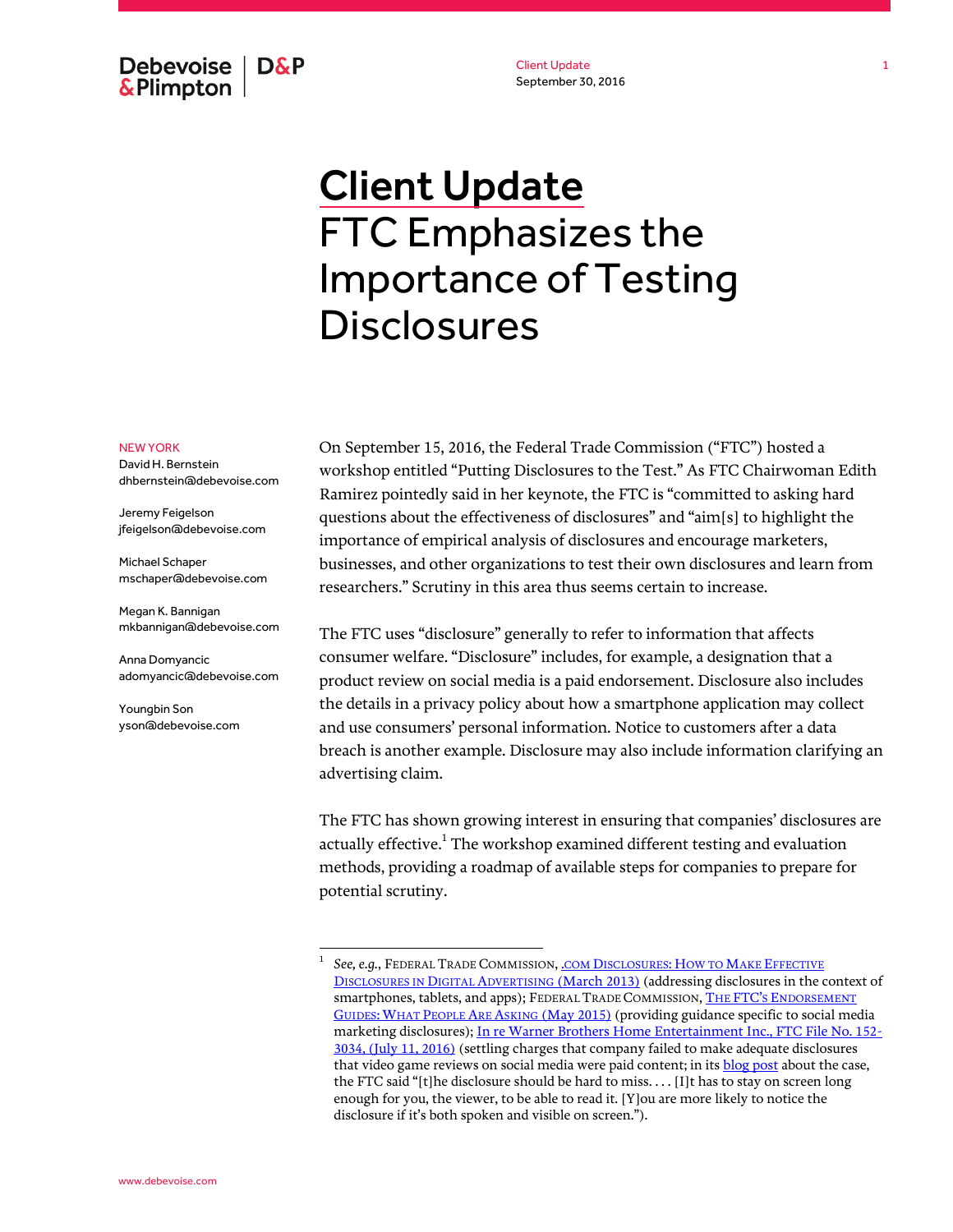# Client Update

## FTC Emphasizes the Importance of Testing Disclosures

NEW YORK

David H. Bernstein
dhbernstein@debevoise.com

Jeremy Feigelson
jfeigelson@debevoise.com

Michael Schaper
mschaper@debevoise.com

Megan K. Bannigan
mkbannigan@debevoise.com

Anna Domyancic
adomyancic@debevoise.com

Youngbin Son
yson@debevoise.com

On September 15, 2016, the Federal Trade Commission ("FTC") hosted a workshop entitled "Putting Disclosures to the Test." As FTC Chairwoman Edith Ramirez pointedly said in her keynote, the FTC is "committed to asking hard questions about the effectiveness of disclosures" and "aim[s] to highlight the importance of empirical analysis of disclosures and encourage marketers, businesses, and other organizations to test their own disclosures and learn from researchers." Scrutiny in this area thus seems certain to increase.

The FTC uses "disclosure" generally to refer to information that affects consumer welfare. "Disclosure" includes, for example, a designation that a product review on social media is a paid endorsement. Disclosure also includes the details in a privacy policy about how a smartphone application may collect and use consumers' personal information. Notice to customers after a data breach is another example. Disclosure may also include information clarifying an advertising claim.

The FTC has shown growing interest in ensuring that companies' disclosures are actually effective.[1] The workshop examined different testing and evaluation methods, providing a roadmap of available steps for companies to prepare for potential scrutiny.

---

[1] *See, e.g.*, Federal Trade Commission, .com Disclosures: How to Make Effective Disclosures in Digital Advertising (March 2013) (addressing disclosures in the context of smartphones, tablets, and apps); Federal Trade Commission, The FTC's Endorsement Guides: What People Are Asking (May 2015) (providing guidance specific to social media marketing disclosures); In re Warner Brothers Home Entertainment Inc., FTC File No. 152-3034, (July 11, 2016) (settling charges that company failed to make adequate disclosures that video game reviews on social media were paid content; in its blog post about the case, the FTC said "[t]he disclosure should be hard to miss. . . . [I]t has to stay on screen long enough for you, the viewer, to be able to read it. [Y]ou are more likely to notice the disclosure if it's both spoken and visible on screen.").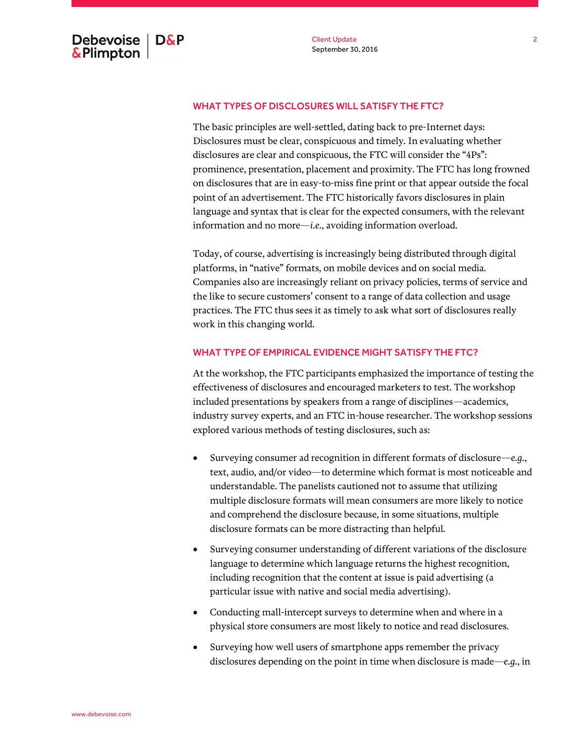## WHAT TYPES OF DISCLOSURES WILL SATISFY THE FTC?

The basic principles are well-settled, dating back to pre-Internet days: Disclosures must be clear, conspicuous and timely. In evaluating whether disclosures are clear and conspicuous, the FTC will consider the "4Ps": prominence, presentation, placement and proximity. The FTC has long frowned on disclosures that are in easy-to-miss fine print or that appear outside the focal point of an advertisement. The FTC historically favors disclosures in plain language and syntax that is clear for the expected consumers, with the relevant information and no more—*i.e.*, avoiding information overload.

Today, of course, advertising is increasingly being distributed through digital platforms, in "native" formats, on mobile devices and on social media. Companies also are increasingly reliant on privacy policies, terms of service and the like to secure customers' consent to a range of data collection and usage practices. The FTC thus sees it as timely to ask what sort of disclosures really work in this changing world.

## WHAT TYPE OF EMPIRICAL EVIDENCE MIGHT SATISFY THE FTC?

At the workshop, the FTC participants emphasized the importance of testing the effectiveness of disclosures and encouraged marketers to test. The workshop included presentations by speakers from a range of disciplines—academics, industry survey experts, and an FTC in-house researcher. The workshop sessions explored various methods of testing disclosures, such as:

- Surveying consumer ad recognition in different formats of disclosure—*e.g.*, text, audio, and/or video—to determine which format is most noticeable and understandable. The panelists cautioned not to assume that utilizing multiple disclosure formats will mean consumers are more likely to notice and comprehend the disclosure because, in some situations, multiple disclosure formats can be more distracting than helpful.
- Surveying consumer understanding of different variations of the disclosure language to determine which language returns the highest recognition, including recognition that the content at issue is paid advertising (a particular issue with native and social media advertising).
- Conducting mall-intercept surveys to determine when and where in a physical store consumers are most likely to notice and read disclosures.
- Surveying how well users of smartphone apps remember the privacy disclosures depending on the point in time when disclosure is made—*e.g.*, in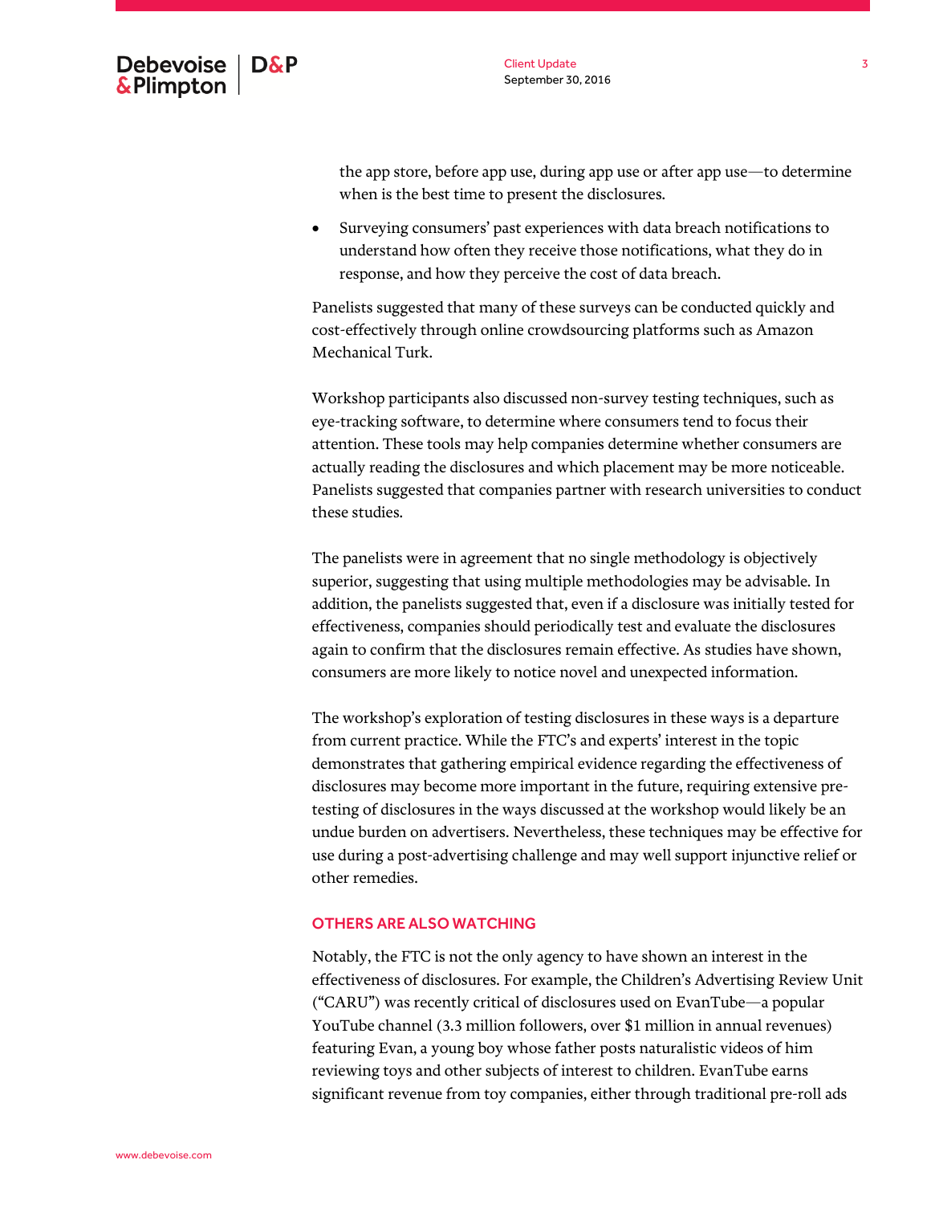the app store, before app use, during app use or after app use—to determine when is the best time to present the disclosures.

- Surveying consumers' past experiences with data breach notifications to understand how often they receive those notifications, what they do in response, and how they perceive the cost of data breach.

Panelists suggested that many of these surveys can be conducted quickly and cost-effectively through online crowdsourcing platforms such as Amazon Mechanical Turk.

Workshop participants also discussed non-survey testing techniques, such as eye-tracking software, to determine where consumers tend to focus their attention. These tools may help companies determine whether consumers are actually reading the disclosures and which placement may be more noticeable. Panelists suggested that companies partner with research universities to conduct these studies.

The panelists were in agreement that no single methodology is objectively superior, suggesting that using multiple methodologies may be advisable. In addition, the panelists suggested that, even if a disclosure was initially tested for effectiveness, companies should periodically test and evaluate the disclosures again to confirm that the disclosures remain effective. As studies have shown, consumers are more likely to notice novel and unexpected information.

The workshop's exploration of testing disclosures in these ways is a departure from current practice. While the FTC's and experts' interest in the topic demonstrates that gathering empirical evidence regarding the effectiveness of disclosures may become more important in the future, requiring extensive pre-testing of disclosures in the ways discussed at the workshop would likely be an undue burden on advertisers. Nevertheless, these techniques may be effective for use during a post-advertising challenge and may well support injunctive relief or other remedies.

## OTHERS ARE ALSO WATCHING

Notably, the FTC is not the only agency to have shown an interest in the effectiveness of disclosures. For example, the Children's Advertising Review Unit ("CARU") was recently critical of disclosures used on EvanTube—a popular YouTube channel (3.3 million followers, over $1 million in annual revenues) featuring Evan, a young boy whose father posts naturalistic videos of him reviewing toys and other subjects of interest to children. EvanTube earns significant revenue from toy companies, either through traditional pre-roll ads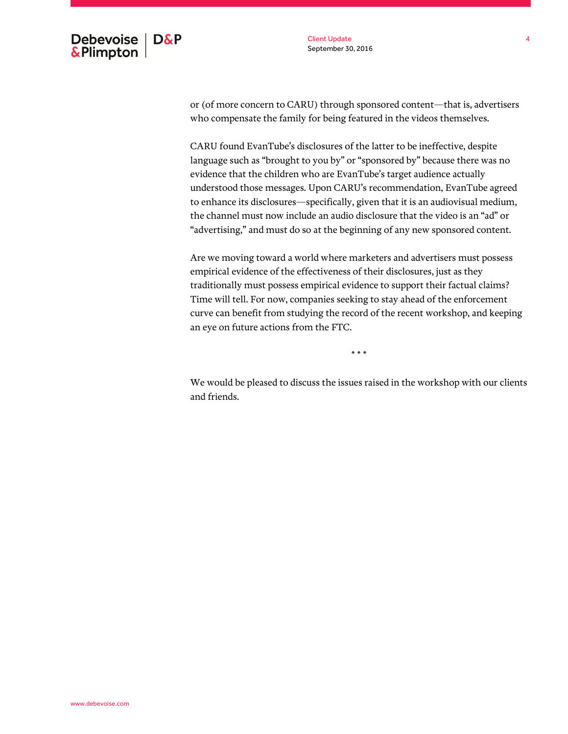or (of more concern to CARU) through sponsored content—that is, advertisers who compensate the family for being featured in the videos themselves.

CARU found EvanTube's disclosures of the latter to be ineffective, despite language such as "brought to you by" or "sponsored by" because there was no evidence that the children who are EvanTube's target audience actually understood those messages. Upon CARU's recommendation, EvanTube agreed to enhance its disclosures—specifically, given that it is an audiovisual medium, the channel must now include an audio disclosure that the video is an "ad" or "advertising," and must do so at the beginning of any new sponsored content.

Are we moving toward a world where marketers and advertisers must possess empirical evidence of the effectiveness of their disclosures, just as they traditionally must possess empirical evidence to support their factual claims? Time will tell. For now, companies seeking to stay ahead of the enforcement curve can benefit from studying the record of the recent workshop, and keeping an eye on future actions from the FTC.

\* \* \*

We would be pleased to discuss the issues raised in the workshop with our clients and friends.